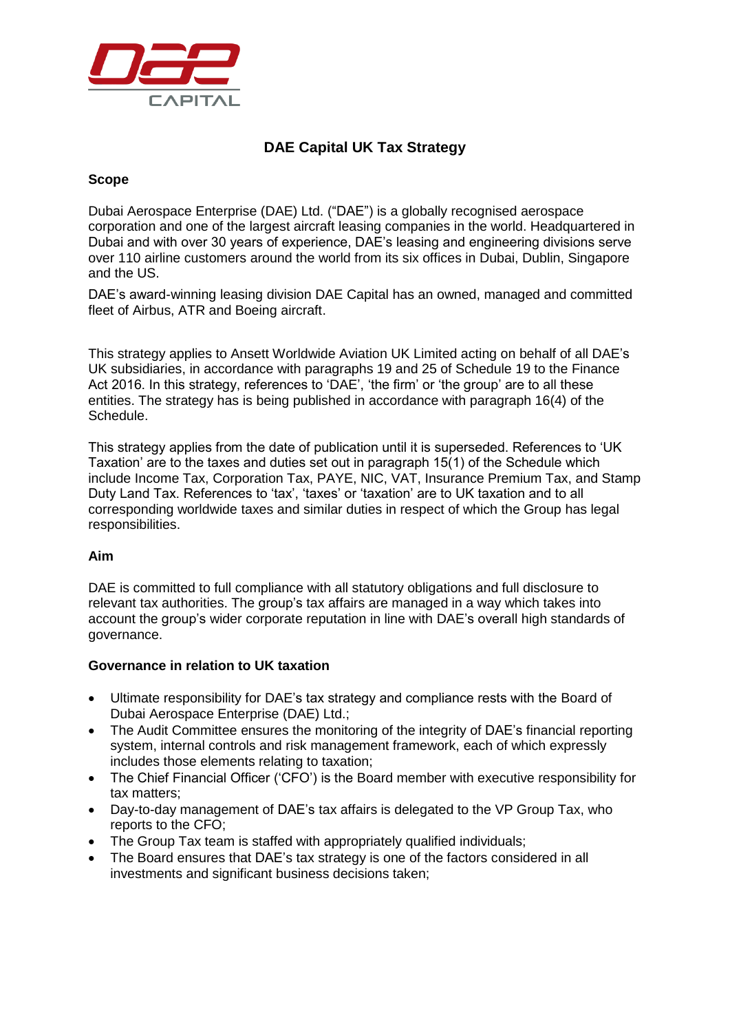# DAE Capital UK Tax Strategy

## Scope

Dubai Aerospace Enterprise (DAE) Ltd. ("DAE") is a globally recognised aerospace corporation and one of the largest aircraft leasing companies in the world. Headquartered in Dubai and with over 30 years of experience, DAE's leasing and engineering divisions serve over 110 airline customers around the world from its six offices in Dubai, Dublin, Singapore and the US.

DAE's award-winning leasing division DAE Capital has an owned, managed and committed fleet of Airbus, ATR and Boeing aircraft.

This strategy applies to Ansett Worldwide Aviation UK Limited acting on behalf of all DAE's UK subsidiaries, in accordance with paragraphs 19 and 25 of Schedule 19 to the Finance Act 2016. In this strategy, references to 'DAE', 'the firm' or 'the group' are to all these entities. The strategy has is being published in accordance with paragraph 16(4) of the Schedule.

This strategy applies from the date of publication until it is superseded. References to 'UK Taxation' are to the taxes and duties set out in paragraph 15(1) of the Schedule which include Income Tax, Corporation Tax, PAYE, NIC, VAT, Insurance Premium Tax, and Stamp Duty Land Tax. References to 'tax', 'taxes' or 'taxation' are to UK taxation and to all corresponding worldwide taxes and similar duties in respect of which the Group has legal responsibilities.

## Aim

DAE is committed to full compliance with all statutory obligations and full disclosure to relevant tax authorities. The group's tax affairs are managed in a way which takes into account the group's wider corporate reputation in line with DAE's overall high standards of governance.

## Governance in relation to UK taxation

- Ultimate responsibility for DAE's tax strategy and compliance rests with the Board of Dubai Aerospace Enterprise (DAE) Ltd.;
- The Audit Committee ensures the monitoring of the integrity of DAE's financial reporting system, internal controls and risk management framework, each of which expressly includes those elements relating to taxation;
- The Chief Financial Officer ('CFO') is the Board member with executive responsibility for tax matters;
- Day-to-day management of DAE's tax affairs is delegated to the VP Group Tax, who reports to the CFO;
- The Group Tax team is staffed with appropriately qualified individuals;
- The Board ensures that DAE's tax strategy is one of the factors considered in all investments and significant business decisions taken;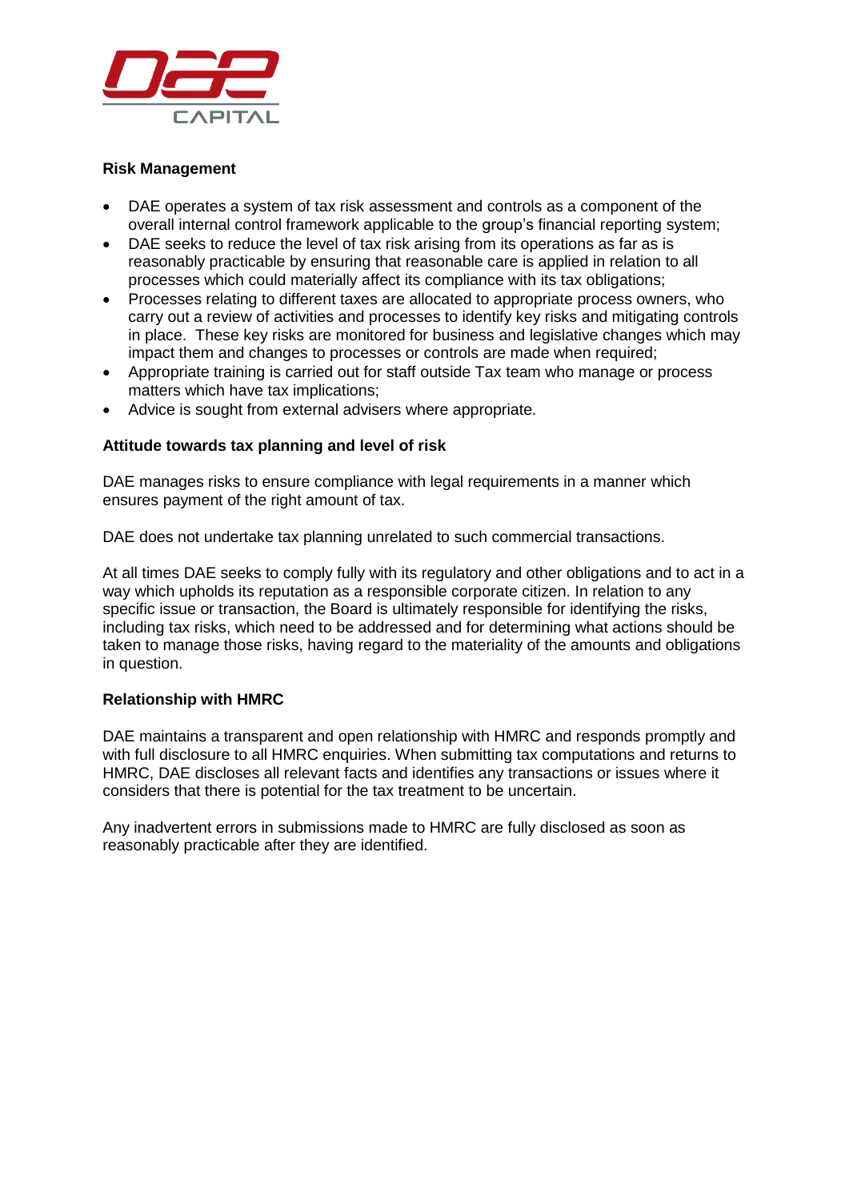**Risk Management**

- DAE operates a system of tax risk assessment and controls as a component of the overall internal control framework applicable to the group's financial reporting system;
- DAE seeks to reduce the level of tax risk arising from its operations as far as is reasonably practicable by ensuring that reasonable care is applied in relation to all processes which could materially affect its compliance with its tax obligations;
- Processes relating to different taxes are allocated to appropriate process owners, who carry out a review of activities and processes to identify key risks and mitigating controls in place. These key risks are monitored for business and legislative changes which may impact them and changes to processes or controls are made when required;
- Appropriate training is carried out for staff outside Tax team who manage or process matters which have tax implications;
- Advice is sought from external advisers where appropriate.

**Attitude towards tax planning and level of risk**

DAE manages risks to ensure compliance with legal requirements in a manner which ensures payment of the right amount of tax.

DAE does not undertake tax planning unrelated to such commercial transactions.

At all times DAE seeks to comply fully with its regulatory and other obligations and to act in a way which upholds its reputation as a responsible corporate citizen. In relation to any specific issue or transaction, the Board is ultimately responsible for identifying the risks, including tax risks, which need to be addressed and for determining what actions should be taken to manage those risks, having regard to the materiality of the amounts and obligations in question.

**Relationship with HMRC**

DAE maintains a transparent and open relationship with HMRC and responds promptly and with full disclosure to all HMRC enquiries. When submitting tax computations and returns to HMRC, DAE discloses all relevant facts and identifies any transactions or issues where it considers that there is potential for the tax treatment to be uncertain.

Any inadvertent errors in submissions made to HMRC are fully disclosed as soon as reasonably practicable after they are identified.